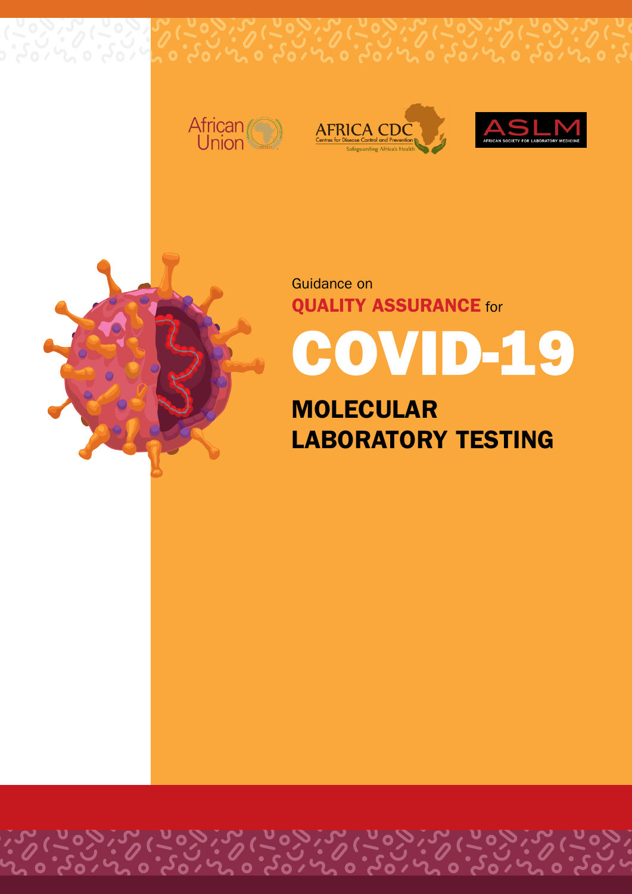African Union

AFRICA CDC
Centres for Disease Control and Prevention
Safeguarding Africa's Health

ASLM
AFRICAN SOCIETY FOR LABORATORY MEDICINE

Guidance on

**QUALITY ASSURANCE** for

# COVID-19

## MOLECULAR LABORATORY TESTING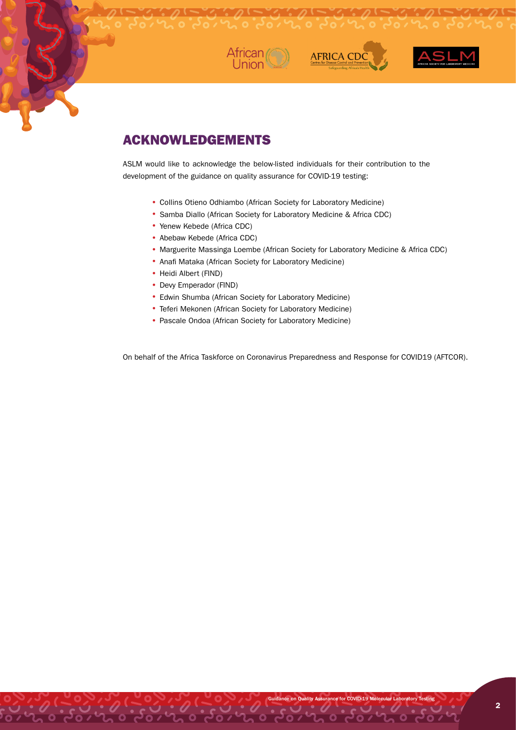## ACKNOWLEDGEMENTS

ASLM would like to acknowledge the below-listed individuals for their contribution to the development of the guidance on quality assurance for COVID-19 testing:

- Collins Otieno Odhiambo (African Society for Laboratory Medicine)
- Samba Diallo (African Society for Laboratory Medicine & Africa CDC)
- Yenew Kebede (Africa CDC)
- Abebaw Kebede (Africa CDC)
- Marguerite Massinga Loembe (African Society for Laboratory Medicine & Africa CDC)
- Anafi Mataka (African Society for Laboratory Medicine)
- Heidi Albert (FIND)
- Devy Emperador (FIND)
- Edwin Shumba (African Society for Laboratory Medicine)
- Teferi Mekonen (African Society for Laboratory Medicine)
- Pascale Ondoa (African Society for Laboratory Medicine)

On behalf of the Africa Taskforce on Coronavirus Preparedness and Response for COVID19 (AFTCOR).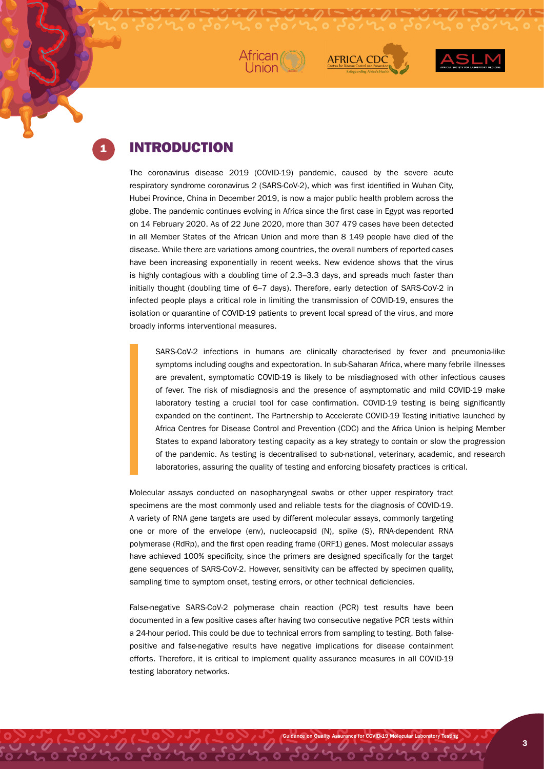## 1 INTRODUCTION

The coronavirus disease 2019 (COVID-19) pandemic, caused by the severe acute respiratory syndrome coronavirus 2 (SARS-CoV-2), which was first identified in Wuhan City, Hubei Province, China in December 2019, is now a major public health problem across the globe. The pandemic continues evolving in Africa since the first case in Egypt was reported on 14 February 2020. As of 22 June 2020, more than 307 479 cases have been detected in all Member States of the African Union and more than 8 149 people have died of the disease. While there are variations among countries, the overall numbers of reported cases have been increasing exponentially in recent weeks. New evidence shows that the virus is highly contagious with a doubling time of 2.3–3.3 days, and spreads much faster than initially thought (doubling time of 6–7 days). Therefore, early detection of SARS-CoV-2 in infected people plays a critical role in limiting the transmission of COVID-19, ensures the isolation or quarantine of COVID-19 patients to prevent local spread of the virus, and more broadly informs interventional measures.

> SARS-CoV-2 infections in humans are clinically characterised by fever and pneumonia-like symptoms including coughs and expectoration. In sub-Saharan Africa, where many febrile illnesses are prevalent, symptomatic COVID-19 is likely to be misdiagnosed with other infectious causes of fever. The risk of misdiagnosis and the presence of asymptomatic and mild COVID-19 make laboratory testing a crucial tool for case confirmation. COVID-19 testing is being significantly expanded on the continent. The Partnership to Accelerate COVID-19 Testing initiative launched by Africa Centres for Disease Control and Prevention (CDC) and the Africa Union is helping Member States to expand laboratory testing capacity as a key strategy to contain or slow the progression of the pandemic. As testing is decentralised to sub-national, veterinary, academic, and research laboratories, assuring the quality of testing and enforcing biosafety practices is critical.

Molecular assays conducted on nasopharyngeal swabs or other upper respiratory tract specimens are the most commonly used and reliable tests for the diagnosis of COVID-19. A variety of RNA gene targets are used by different molecular assays, commonly targeting one or more of the envelope (env), nucleocapsid (N), spike (S), RNA-dependent RNA polymerase (RdRp), and the first open reading frame (ORF1) genes. Most molecular assays have achieved 100% specificity, since the primers are designed specifically for the target gene sequences of SARS-CoV-2. However, sensitivity can be affected by specimen quality, sampling time to symptom onset, testing errors, or other technical deficiencies.

False-negative SARS-CoV-2 polymerase chain reaction (PCR) test results have been documented in a few positive cases after having two consecutive negative PCR tests within a 24-hour period. This could be due to technical errors from sampling to testing. Both false-positive and false-negative results have negative implications for disease containment efforts. Therefore, it is critical to implement quality assurance measures in all COVID-19 testing laboratory networks.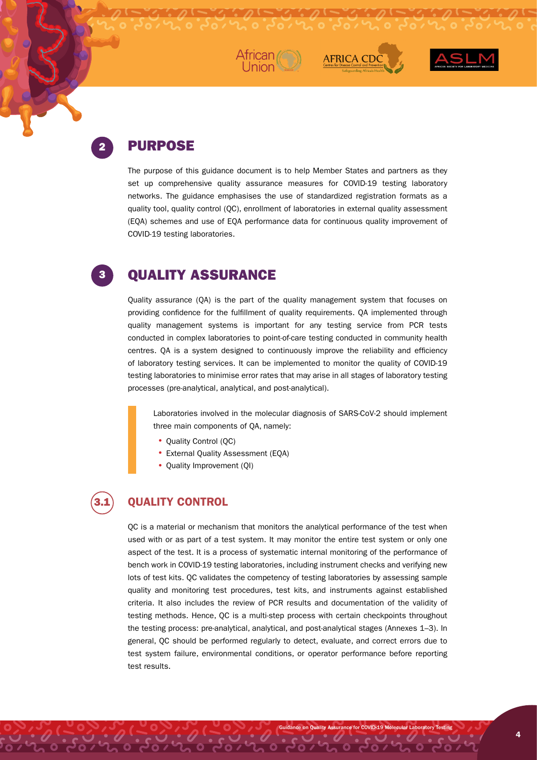## 2 PURPOSE

The purpose of this guidance document is to help Member States and partners as they set up comprehensive quality assurance measures for COVID-19 testing laboratory networks. The guidance emphasises the use of standardized registration formats as a quality tool, quality control (QC), enrollment of laboratories in external quality assessment (EQA) schemes and use of EQA performance data for continuous quality improvement of COVID-19 testing laboratories.

## 3 QUALITY ASSURANCE

Quality assurance (QA) is the part of the quality management system that focuses on providing confidence for the fulfillment of quality requirements. QA implemented through quality management systems is important for any testing service from PCR tests conducted in complex laboratories to point-of-care testing conducted in community health centres. QA is a system designed to continuously improve the reliability and efficiency of laboratory testing services. It can be implemented to monitor the quality of COVID-19 testing laboratories to minimise error rates that may arise in all stages of laboratory testing processes (pre-analytical, analytical, and post-analytical).

> Laboratories involved in the molecular diagnosis of SARS-CoV-2 should implement three main components of QA, namely:
>
> - Quality Control (QC)
> - External Quality Assessment (EQA)
> - Quality Improvement (QI)

### 3.1 QUALITY CONTROL

QC is a material or mechanism that monitors the analytical performance of the test when used with or as part of a test system. It may monitor the entire test system or only one aspect of the test. It is a process of systematic internal monitoring of the performance of bench work in COVID-19 testing laboratories, including instrument checks and verifying new lots of test kits. QC validates the competency of testing laboratories by assessing sample quality and monitoring test procedures, test kits, and instruments against established criteria. It also includes the review of PCR results and documentation of the validity of testing methods. Hence, QC is a multi-step process with certain checkpoints throughout the testing process: pre-analytical, analytical, and post-analytical stages (Annexes 1–3). In general, QC should be performed regularly to detect, evaluate, and correct errors due to test system failure, environmental conditions, or operator performance before reporting test results.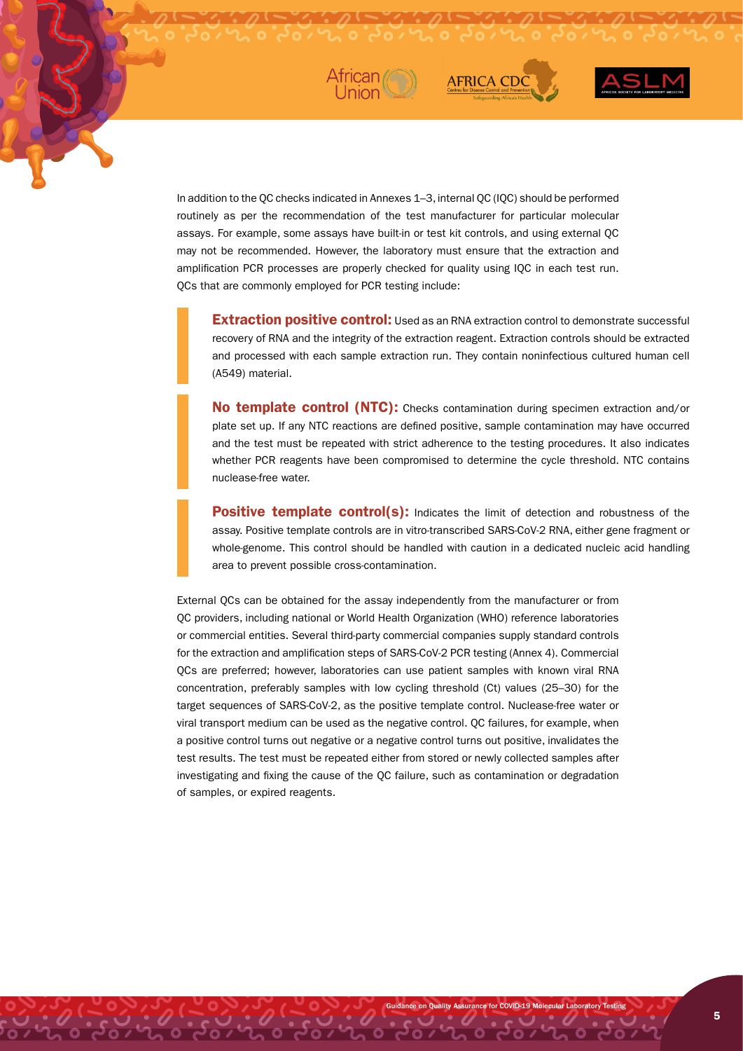In addition to the QC checks indicated in Annexes 1–3, internal QC (IQC) should be performed routinely as per the recommendation of the test manufacturer for particular molecular assays. For example, some assays have built-in or test kit controls, and using external QC may not be recommended. However, the laboratory must ensure that the extraction and amplification PCR processes are properly checked for quality using IQC in each test run. QCs that are commonly employed for PCR testing include:

> **Extraction positive control:** Used as an RNA extraction control to demonstrate successful recovery of RNA and the integrity of the extraction reagent. Extraction controls should be extracted and processed with each sample extraction run. They contain noninfectious cultured human cell (A549) material.

> **No template control (NTC):** Checks contamination during specimen extraction and/or plate set up. If any NTC reactions are defined positive, sample contamination may have occurred and the test must be repeated with strict adherence to the testing procedures. It also indicates whether PCR reagents have been compromised to determine the cycle threshold. NTC contains nuclease-free water.

> **Positive template control(s):** Indicates the limit of detection and robustness of the assay. Positive template controls are in vitro-transcribed SARS-CoV-2 RNA, either gene fragment or whole-genome. This control should be handled with caution in a dedicated nucleic acid handling area to prevent possible cross-contamination.

External QCs can be obtained for the assay independently from the manufacturer or from QC providers, including national or World Health Organization (WHO) reference laboratories or commercial entities. Several third-party commercial companies supply standard controls for the extraction and amplification steps of SARS-CoV-2 PCR testing (Annex 4). Commercial QCs are preferred; however, laboratories can use patient samples with known viral RNA concentration, preferably samples with low cycling threshold (Ct) values (25–30) for the target sequences of SARS-CoV-2, as the positive template control. Nuclease-free water or viral transport medium can be used as the negative control. QC failures, for example, when a positive control turns out negative or a negative control turns out positive, invalidates the test results. The test must be repeated either from stored or newly collected samples after investigating and fixing the cause of the QC failure, such as contamination or degradation of samples, or expired reagents.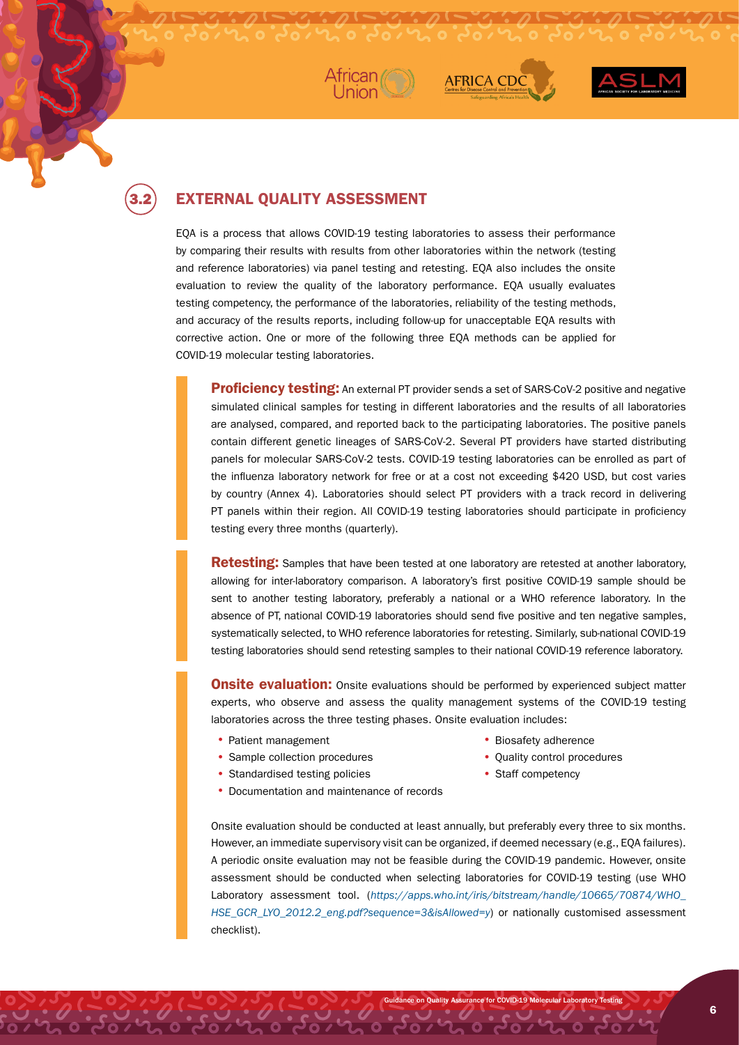## 3.2 EXTERNAL QUALITY ASSESSMENT

EQA is a process that allows COVID-19 testing laboratories to assess their performance by comparing their results with results from other laboratories within the network (testing and reference laboratories) via panel testing and retesting. EQA also includes the onsite evaluation to review the quality of the laboratory performance. EQA usually evaluates testing competency, the performance of the laboratories, reliability of the testing methods, and accuracy of the results reports, including follow-up for unacceptable EQA results with corrective action. One or more of the following three EQA methods can be applied for COVID-19 molecular testing laboratories.

**Proficiency testing:** An external PT provider sends a set of SARS-CoV-2 positive and negative simulated clinical samples for testing in different laboratories and the results of all laboratories are analysed, compared, and reported back to the participating laboratories. The positive panels contain different genetic lineages of SARS-CoV-2. Several PT providers have started distributing panels for molecular SARS-CoV-2 tests. COVID-19 testing laboratories can be enrolled as part of the influenza laboratory network for free or at a cost not exceeding $420 USD, but cost varies by country (Annex 4). Laboratories should select PT providers with a track record in delivering PT panels within their region. All COVID-19 testing laboratories should participate in proficiency testing every three months (quarterly).

**Retesting:** Samples that have been tested at one laboratory are retested at another laboratory, allowing for inter-laboratory comparison. A laboratory's first positive COVID-19 sample should be sent to another testing laboratory, preferably a national or a WHO reference laboratory. In the absence of PT, national COVID-19 laboratories should send five positive and ten negative samples, systematically selected, to WHO reference laboratories for retesting. Similarly, sub-national COVID-19 testing laboratories should send retesting samples to their national COVID-19 reference laboratory.

**Onsite evaluation:** Onsite evaluations should be performed by experienced subject matter experts, who observe and assess the quality management systems of the COVID-19 testing laboratories across the three testing phases. Onsite evaluation includes:

- Patient management
- Sample collection procedures
- Standardised testing policies
- Documentation and maintenance of records
- Biosafety adherence
- Quality control procedures
- Staff competency

Onsite evaluation should be conducted at least annually, but preferably every three to six months. However, an immediate supervisory visit can be organized, if deemed necessary (e.g., EQA failures). A periodic onsite evaluation may not be feasible during the COVID-19 pandemic. However, onsite assessment should be conducted when selecting laboratories for COVID-19 testing (use WHO Laboratory assessment tool. (*https://apps.who.int/iris/bitstream/handle/10665/70874/WHO_HSE_GCR_LYO_2012.2_eng.pdf?sequence=3&isAllowed=y*) or nationally customised assessment checklist).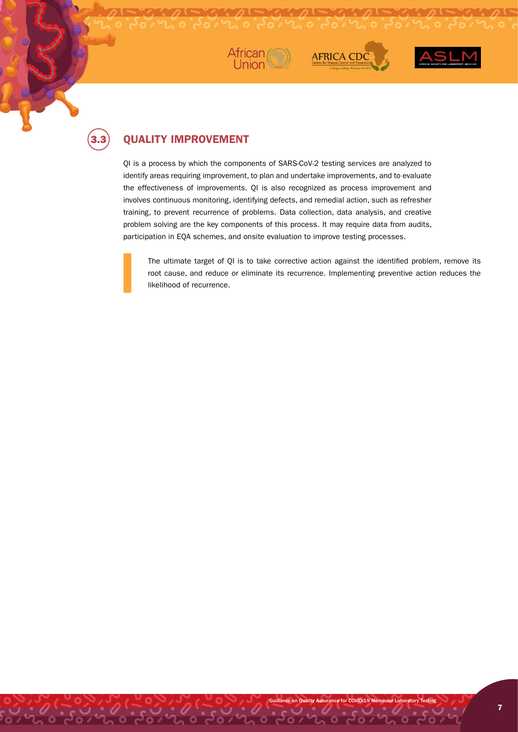## 3.3 QUALITY IMPROVEMENT

QI is a process by which the components of SARS-CoV-2 testing services are analyzed to identify areas requiring improvement, to plan and undertake improvements, and to evaluate the effectiveness of improvements. QI is also recognized as process improvement and involves continuous monitoring, identifying defects, and remedial action, such as refresher training, to prevent recurrence of problems. Data collection, data analysis, and creative problem solving are the key components of this process. It may require data from audits, participation in EQA schemes, and onsite evaluation to improve testing processes.

> The ultimate target of QI is to take corrective action against the identified problem, remove its root cause, and reduce or eliminate its recurrence. Implementing preventive action reduces the likelihood of recurrence.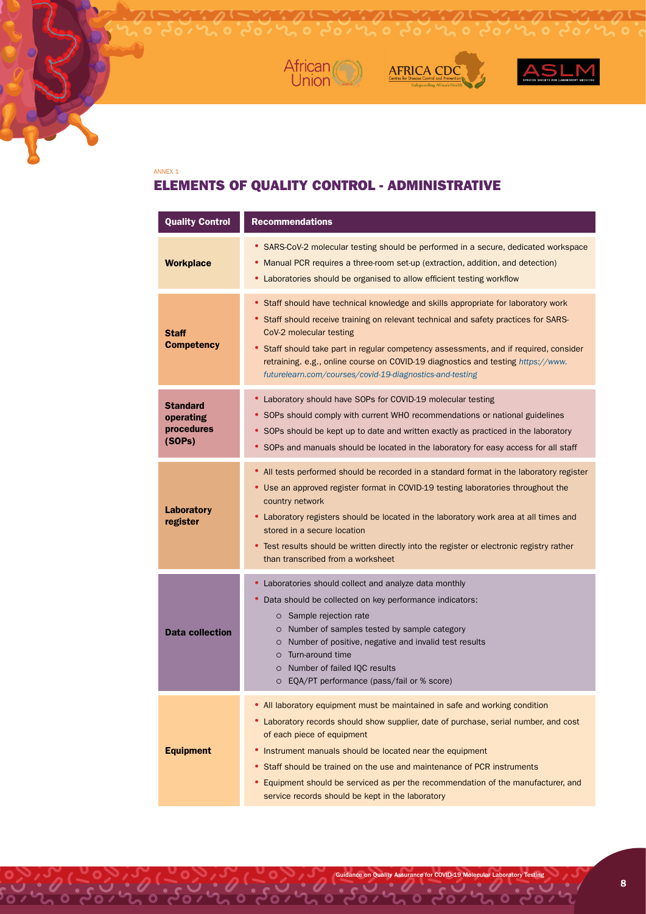ANNEX 1

# ELEMENTS OF QUALITY CONTROL - ADMINISTRATIVE

| Quality Control | Recommendations |
|---|---|
| **Workplace** | • SARS-CoV-2 molecular testing should be performed in a secure, dedicated workspace<br>• Manual PCR requires a three-room set-up (extraction, addition, and detection)<br>• Laboratories should be organised to allow efficient testing workflow |
| **Staff Competency** | • Staff should have technical knowledge and skills appropriate for laboratory work<br>• Staff should receive training on relevant technical and safety practices for SARS-CoV-2 molecular testing<br>• Staff should take part in regular competency assessments, and if required, consider retraining. e.g., online course on COVID-19 diagnostics and testing *https://www.futurelearn.com/courses/covid-19-diagnostics-and-testing* |
| **Standard operating procedures (SOPs)** | • Laboratory should have SOPs for COVID-19 molecular testing<br>• SOPs should comply with current WHO recommendations or national guidelines<br>• SOPs should be kept up to date and written exactly as practiced in the laboratory<br>• SOPs and manuals should be located in the laboratory for easy access for all staff |
| **Laboratory register** | • All tests performed should be recorded in a standard format in the laboratory register<br>• Use an approved register format in COVID-19 testing laboratories throughout the country network<br>• Laboratory registers should be located in the laboratory work area at all times and stored in a secure location<br>• Test results should be written directly into the register or electronic registry rather than transcribed from a worksheet |
| **Data collection** | • Laboratories should collect and analyze data monthly<br>• Data should be collected on key performance indicators:<br>&nbsp;&nbsp;○ Sample rejection rate<br>&nbsp;&nbsp;○ Number of samples tested by sample category<br>&nbsp;&nbsp;○ Number of positive, negative and invalid test results<br>&nbsp;&nbsp;○ Turn-around time<br>&nbsp;&nbsp;○ Number of failed IQC results<br>&nbsp;&nbsp;○ EQA/PT performance (pass/fail or % score) |
| **Equipment** | • All laboratory equipment must be maintained in safe and working condition<br>• Laboratory records should show supplier, date of purchase, serial number, and cost of each piece of equipment<br>• Instrument manuals should be located near the equipment<br>• Staff should be trained on the use and maintenance of PCR instruments<br>• Equipment should be serviced as per the recommendation of the manufacturer, and service records should be kept in the laboratory |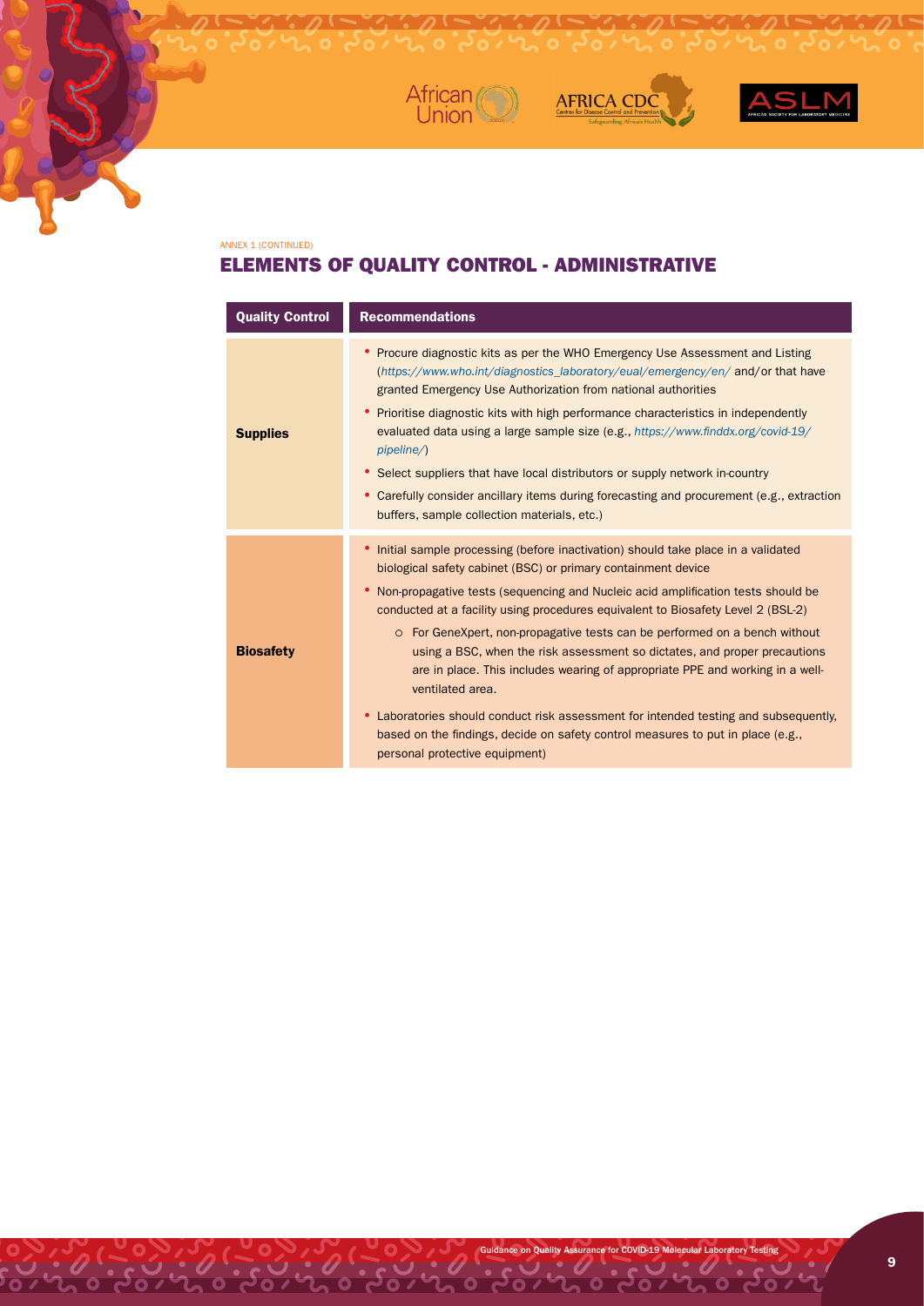ANNEX 1 (CONTINUED)

## ELEMENTS OF QUALITY CONTROL - ADMINISTRATIVE

| Quality Control | Recommendations |
|---|---|
| **Supplies** | • Procure diagnostic kits as per the WHO Emergency Use Assessment and Listing (*https://www.who.int/diagnostics_laboratory/eual/emergency/en/* and/or that have granted Emergency Use Authorization from national authorities<br>• Prioritise diagnostic kits with high performance characteristics in independently evaluated data using a large sample size (e.g., *https://www.finddx.org/covid-19/pipeline/*)<br>• Select suppliers that have local distributors or supply network in-country<br>• Carefully consider ancillary items during forecasting and procurement (e.g., extraction buffers, sample collection materials, etc.) |
| **Biosafety** | • Initial sample processing (before inactivation) should take place in a validated biological safety cabinet (BSC) or primary containment device<br>• Non-propagative tests (sequencing and Nucleic acid amplification tests should be conducted at a facility using procedures equivalent to Biosafety Level 2 (BSL-2)<br>    ○ For GeneXpert, non-propagative tests can be performed on a bench without using a BSC, when the risk assessment so dictates, and proper precautions are in place. This includes wearing of appropriate PPE and working in a well-ventilated area.<br>• Laboratories should conduct risk assessment for intended testing and subsequently, based on the findings, decide on safety control measures to put in place (e.g., personal protective equipment) |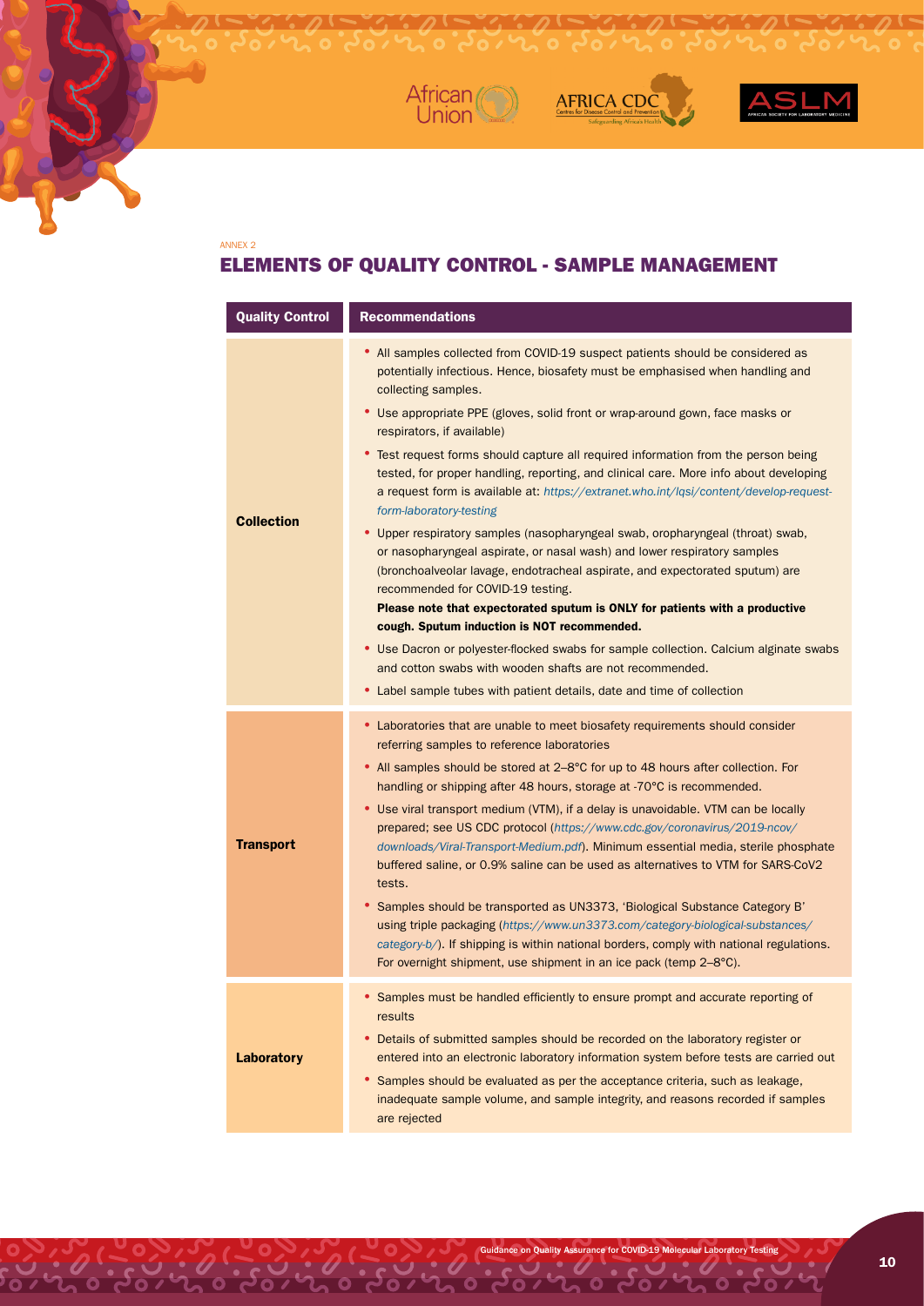ANNEX 2

## ELEMENTS OF QUALITY CONTROL - SAMPLE MANAGEMENT

| Quality Control | Recommendations |
|---|---|
| **Collection** | • All samples collected from COVID-19 suspect patients should be considered as potentially infectious. Hence, biosafety must be emphasised when handling and collecting samples.<br>• Use appropriate PPE (gloves, solid front or wrap-around gown, face masks or respirators, if available)<br>• Test request forms should capture all required information from the person being tested, for proper handling, reporting, and clinical care. More info about developing a request form is available at: *https://extranet.who.int/lqsi/content/develop-request-form-laboratory-testing*<br>• Upper respiratory samples (nasopharyngeal swab, oropharyngeal (throat) swab, or nasopharyngeal aspirate, or nasal wash) and lower respiratory samples (bronchoalveolar lavage, endotracheal aspirate, and expectorated sputum) are recommended for COVID-19 testing. **Please note that expectorated sputum is ONLY for patients with a productive cough. Sputum induction is NOT recommended.**<br>• Use Dacron or polyester-flocked swabs for sample collection. Calcium alginate swabs and cotton swabs with wooden shafts are not recommended.<br>• Label sample tubes with patient details, date and time of collection |
| **Transport** | • Laboratories that are unable to meet biosafety requirements should consider referring samples to reference laboratories<br>• All samples should be stored at 2–8°C for up to 48 hours after collection. For handling or shipping after 48 hours, storage at -70°C is recommended.<br>• Use viral transport medium (VTM), if a delay is unavoidable. VTM can be locally prepared; see US CDC protocol (*https://www.cdc.gov/coronavirus/2019-ncov/downloads/Viral-Transport-Medium.pdf*). Minimum essential media, sterile phosphate buffered saline, or 0.9% saline can be used as alternatives to VTM for SARS-CoV2 tests.<br>• Samples should be transported as UN3373, 'Biological Substance Category B' using triple packaging (*https://www.un3373.com/category-biological-substances/category-b/*). If shipping is within national borders, comply with national regulations. For overnight shipment, use shipment in an ice pack (temp 2–8°C). |
| **Laboratory** | • Samples must be handled efficiently to ensure prompt and accurate reporting of results<br>• Details of submitted samples should be recorded on the laboratory register or entered into an electronic laboratory information system before tests are carried out<br>• Samples should be evaluated as per the acceptance criteria, such as leakage, inadequate sample volume, and sample integrity, and reasons recorded if samples are rejected |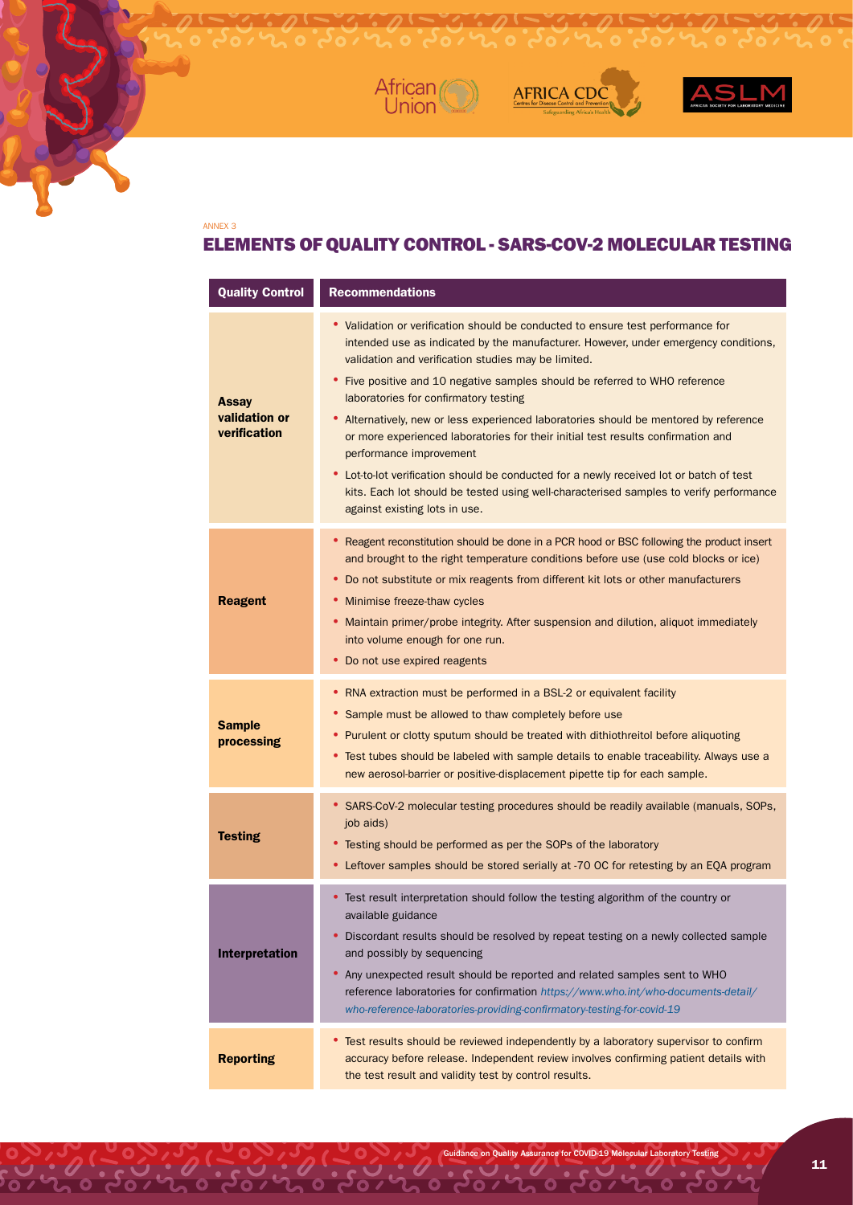ANNEX 3

## ELEMENTS OF QUALITY CONTROL - SARS-COV-2 MOLECULAR TESTING

| Quality Control | Recommendations |
|---|---|
| **Assay validation or verification** | • Validation or verification should be conducted to ensure test performance for intended use as indicated by the manufacturer. However, under emergency conditions, validation and verification studies may be limited.<br>• Five positive and 10 negative samples should be referred to WHO reference laboratories for confirmatory testing<br>• Alternatively, new or less experienced laboratories should be mentored by reference or more experienced laboratories for their initial test results confirmation and performance improvement<br>• Lot-to-lot verification should be conducted for a newly received lot or batch of test kits. Each lot should be tested using well-characterised samples to verify performance against existing lots in use. |
| **Reagent** | • Reagent reconstitution should be done in a PCR hood or BSC following the product insert and brought to the right temperature conditions before use (use cold blocks or ice)<br>• Do not substitute or mix reagents from different kit lots or other manufacturers<br>• Minimise freeze-thaw cycles<br>• Maintain primer/probe integrity. After suspension and dilution, aliquot immediately into volume enough for one run.<br>• Do not use expired reagents |
| **Sample processing** | • RNA extraction must be performed in a BSL-2 or equivalent facility<br>• Sample must be allowed to thaw completely before use<br>• Purulent or clotty sputum should be treated with dithiothreitol before aliquoting<br>• Test tubes should be labeled with sample details to enable traceability. Always use a new aerosol-barrier or positive-displacement pipette tip for each sample. |
| **Testing** | • SARS-CoV-2 molecular testing procedures should be readily available (manuals, SOPs, job aids)<br>• Testing should be performed as per the SOPs of the laboratory<br>• Leftover samples should be stored serially at -70 OC for retesting by an EQA program |
| **Interpretation** | • Test result interpretation should follow the testing algorithm of the country or available guidance<br>• Discordant results should be resolved by repeat testing on a newly collected sample and possibly by sequencing<br>• Any unexpected result should be reported and related samples sent to WHO reference laboratories for confirmation *https://www.who.int/who-documents-detail/who-reference-laboratories-providing-confirmatory-testing-for-covid-19* |
| **Reporting** | • Test results should be reviewed independently by a laboratory supervisor to confirm accuracy before release. Independent review involves confirming patient details with the test result and validity test by control results. |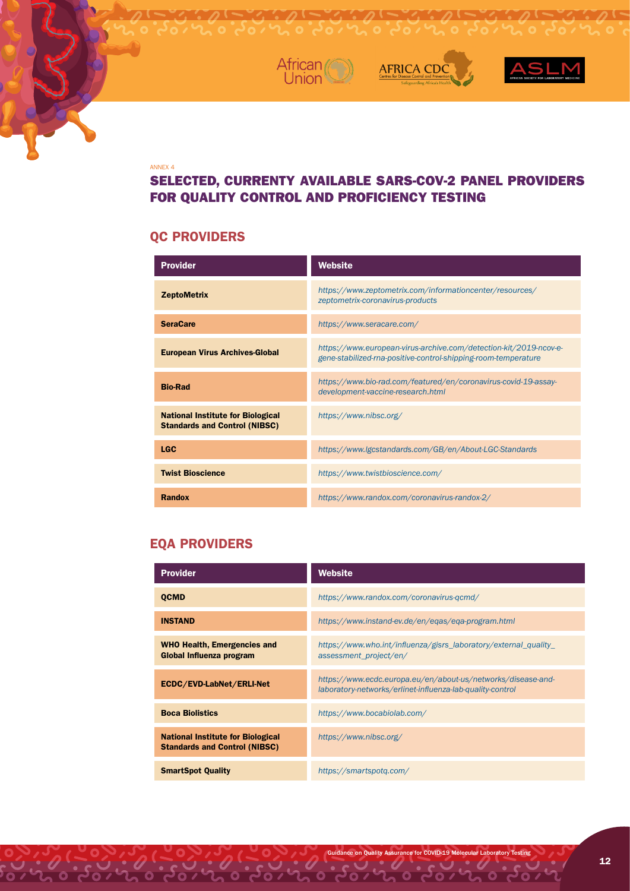ANNEX 4

# SELECTED, CURRENTY AVAILABLE SARS-COV-2 PANEL PROVIDERS FOR QUALITY CONTROL AND PROFICIENCY TESTING

## QC PROVIDERS

| Provider | Website |
|---|---|
| **ZeptoMetrix** | *https://www.zeptometrix.com/informationcenter/resources/zeptometrix-coronavirus-products* |
| **SeraCare** | *https://www.seracare.com/* |
| **European Virus Archives-Global** | *https://www.european-virus-archive.com/detection-kit/2019-ncov-e-gene-stabilized-rna-positive-control-shipping-room-temperature* |
| **Bio-Rad** | *https://www.bio-rad.com/featured/en/coronavirus-covid-19-assay-development-vaccine-research.html* |
| **National Institute for Biological Standards and Control (NIBSC)** | *https://www.nibsc.org/* |
| **LGC** | *https://www.lgcstandards.com/GB/en/About-LGC-Standards* |
| **Twist Bioscience** | *https://www.twistbioscience.com/* |
| **Randox** | *https://www.randox.com/coronavirus-randox-2/* |

## EQA PROVIDERS

| Provider | Website |
|---|---|
| **QCMD** | *https://www.randox.com/coronavirus-qcmd/* |
| **INSTAND** | *https://www.instand-ev.de/en/eqas/eqa-program.html* |
| **WHO Health, Emergencies and Global Influenza program** | *https://www.who.int/influenza/gisrs_laboratory/external_quality_assessment_project/en/* |
| **ECDC/EVD-LabNet/ERLI-Net** | *https://www.ecdc.europa.eu/en/about-us/networks/disease-and-laboratory-networks/erlinet-influenza-lab-quality-control* |
| **Boca Biolistics** | *https://www.bocabiolab.com/* |
| **National Institute for Biological Standards and Control (NIBSC)** | *https://www.nibsc.org/* |
| **SmartSpot Quality** | *https://smartspotq.com/* |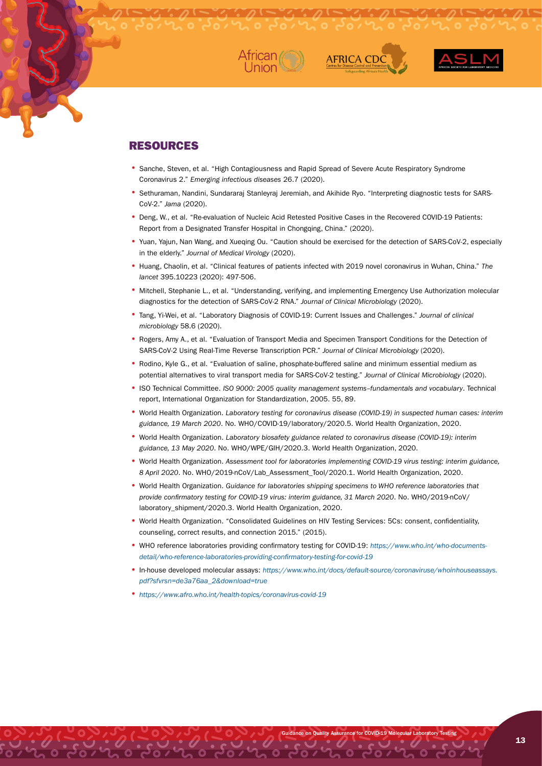## RESOURCES

- Sanche, Steven, et al. "High Contagiousness and Rapid Spread of Severe Acute Respiratory Syndrome Coronavirus 2." *Emerging infectious diseases* 26.7 (2020).
- Sethuraman, Nandini, Sundararaj Stanleyraj Jeremiah, and Akihide Ryo. "Interpreting diagnostic tests for SARS-CoV-2." *Jama* (2020).
- Deng, W., et al. "Re-evaluation of Nucleic Acid Retested Positive Cases in the Recovered COVID-19 Patients: Report from a Designated Transfer Hospital in Chongqing, China." (2020).
- Yuan, Yajun, Nan Wang, and Xueqing Ou. "Caution should be exercised for the detection of SARS-CoV-2, especially in the elderly." *Journal of Medical Virology* (2020).
- Huang, Chaolin, et al. "Clinical features of patients infected with 2019 novel coronavirus in Wuhan, China." *The lancet* 395.10223 (2020): 497-506.
- Mitchell, Stephanie L., et al. "Understanding, verifying, and implementing Emergency Use Authorization molecular diagnostics for the detection of SARS-CoV-2 RNA." *Journal of Clinical Microbiology* (2020).
- Tang, Yi-Wei, et al. "Laboratory Diagnosis of COVID-19: Current Issues and Challenges." *Journal of clinical microbiology* 58.6 (2020).
- Rogers, Amy A., et al. "Evaluation of Transport Media and Specimen Transport Conditions for the Detection of SARS-CoV-2 Using Real-Time Reverse Transcription PCR." *Journal of Clinical Microbiology* (2020).
- Rodino, Kyle G., et al. "Evaluation of saline, phosphate-buffered saline and minimum essential medium as potential alternatives to viral transport media for SARS-CoV-2 testing." *Journal of Clinical Microbiology* (2020).
- ISO Technical Committee. *ISO 9000: 2005 quality management systems–fundamentals and vocabulary*. Technical report, International Organization for Standardization, 2005. 55, 89.
- World Health Organization. *Laboratory testing for coronavirus disease (COVID-19) in suspected human cases: interim guidance, 19 March 2020*. No. WHO/COVID-19/laboratory/2020.5. World Health Organization, 2020.
- World Health Organization. *Laboratory biosafety guidance related to coronavirus disease (COVID-19): interim guidance, 13 May 2020*. No. WHO/WPE/GIH/2020.3. World Health Organization, 2020.
- World Health Organization. *Assessment tool for laboratories implementing COVID-19 virus testing: interim guidance, 8 April 2020*. No. WHO/2019-nCoV/Lab_Assessment_Tool/2020.1. World Health Organization, 2020.
- World Health Organization. *Guidance for laboratories shipping specimens to WHO reference laboratories that provide confirmatory testing for COVID-19 virus: interim guidance, 31 March 2020*. No. WHO/2019-nCoV/laboratory_shipment/2020.3. World Health Organization, 2020.
- World Health Organization. "Consolidated Guidelines on HIV Testing Services: 5Cs: consent, confidentiality, counseling, correct results, and connection 2015." (2015).
- WHO reference laboratories providing confirmatory testing for COVID-19: *https://www.who.int/who-documents-detail/who-reference-laboratories-providing-confirmatory-testing-for-covid-19*
- In-house developed molecular assays: *https://www.who.int/docs/default-source/coronaviruse/whoinhouseassays.pdf?sfvrsn=de3a76aa_2&download=true*
- *https://www.afro.who.int/health-topics/coronavirus-covid-19*